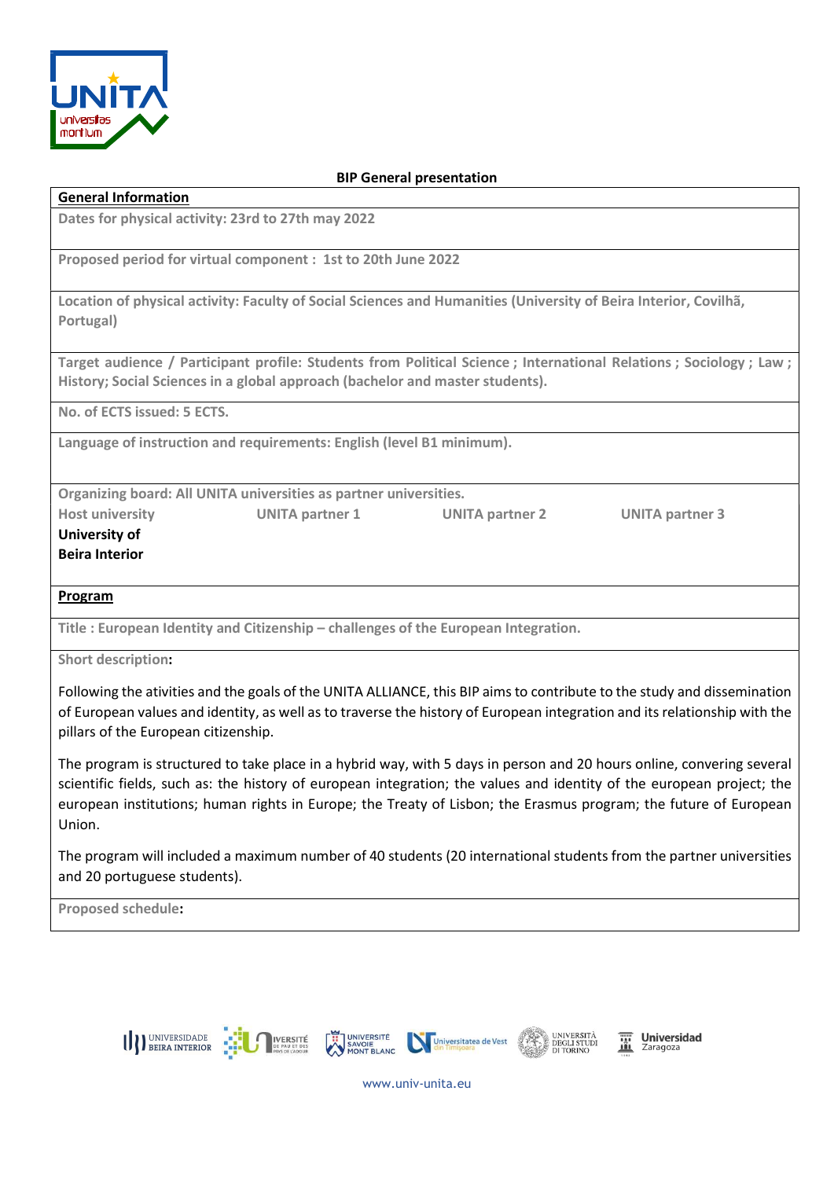**BIP General presentation**

**General Information**

**Dates for physical activity: 23rd to 27th may 2022**

**Proposed period for virtual component : 1st to 20th June 2022**

**Location of physical activity: Faculty of Social Sciences and Humanities (University of Beira Interior, Covilhã, Portugal)**

**Target audience / Participant profile: Students from Political Science ; International Relations ; Sociology ; Law ; History; Social Sciences in a global approach (bachelor and master students).**

**No. of ECTS issued: 5 ECTS.**

**Language of instruction and requirements: English (level B1 minimum).**

**Organizing board: All UNITA universities as partner universities.**

| Host university | UNITA partner 1 | UNITA partner 2 | UNITA partner 3 |
|---|---|---|---|
| **University of Beira Interior** | | | |

**Program**

**Title : European Identity and Citizenship – challenges of the European Integration.**

**Short description:**

Following the ativities and the goals of the UNITA ALLIANCE, this BIP aims to contribute to the study and dissemination of European values and identity, as well as to traverse the history of European integration and its relationship with the pillars of the European citizenship.

The program is structured to take place in a hybrid way, with 5 days in person and 20 hours online, convering several scientific fields, such as: the history of european integration; the values and identity of the european project; the european institutions; human rights in Europe; the Treaty of Lisbon; the Erasmus program; the future of European Union.

The program will included a maximum number of 40 students (20 international students from the partner universities and 20 portuguese students).

**Proposed schedule:**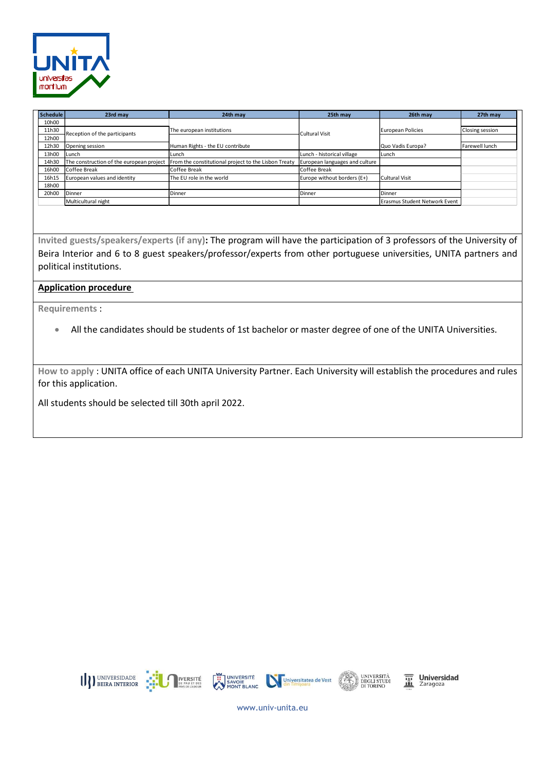| Schedule | 23rd may | 24th may | 25th may | 26th may | 27th may |
|---|---|---|---|---|---|
| 10h00 | | | | | |
| 11h30 | Reception of the participants | The european institutions | Cultural Visit | European Policies | Closing session |
| 12h00 | | | | | |
| 12h30 | Opening session | Human Rights - the EU contribute | | Quo Vadis Europa? | Farewell lunch |
| 13h00 | Lunch | Lunch | Lunch - historical village | Lunch | |
| 14h30 | The construction of the european project | From the constitutional project to the Lisbon Treaty | European languages and culture | | |
| 16h00 | Coffee Break | Coffee Break | Coffee Break | | |
| 16h15 | European values and identity | The EU role in the world | Europe without borders (E+) | Cultural Visit | |
| 18h00 | | | | | |
| 20h00 | Dinner | Dinner | Dinner | Dinner | |
| | Multicultural night | | | Erasmus Student Network Event | |

**Invited guests/speakers/experts (if any):** The program will have the participation of 3 professors of the University of Beira Interior and 6 to 8 guest speakers/professor/experts from other portuguese universities, UNITA partners and political institutions.

**Application procedure**

**Requirements** :

- All the candidates should be students of 1st bachelor or master degree of one of the UNITA Universities.

**How to apply** : UNITA office of each UNITA University Partner. Each University will establish the procedures and rules for this application.

All students should be selected till 30th april 2022.

www.univ-unita.eu